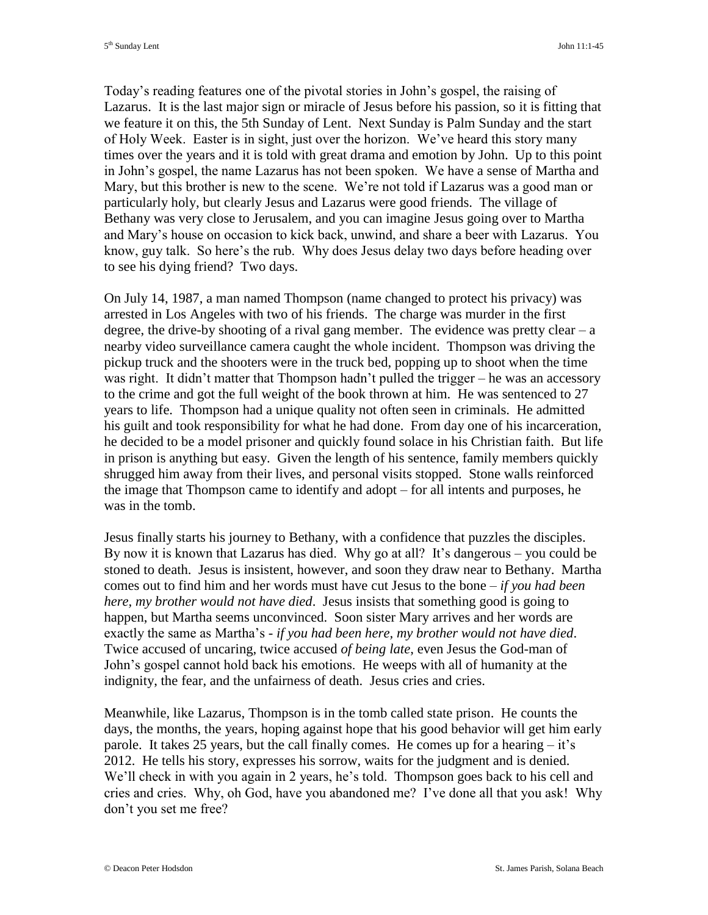Today's reading features one of the pivotal stories in John's gospel, the raising of Lazarus. It is the last major sign or miracle of Jesus before his passion, so it is fitting that we feature it on this, the 5th Sunday of Lent. Next Sunday is Palm Sunday and the start of Holy Week. Easter is in sight, just over the horizon. We've heard this story many times over the years and it is told with great drama and emotion by John. Up to this point in John's gospel, the name Lazarus has not been spoken. We have a sense of Martha and Mary, but this brother is new to the scene. We're not told if Lazarus was a good man or particularly holy, but clearly Jesus and Lazarus were good friends. The village of Bethany was very close to Jerusalem, and you can imagine Jesus going over to Martha and Mary's house on occasion to kick back, unwind, and share a beer with Lazarus. You know, guy talk. So here's the rub. Why does Jesus delay two days before heading over to see his dying friend? Two days.

On July 14, 1987, a man named Thompson (name changed to protect his privacy) was arrested in Los Angeles with two of his friends. The charge was murder in the first degree, the drive-by shooting of a rival gang member. The evidence was pretty clear – a nearby video surveillance camera caught the whole incident. Thompson was driving the pickup truck and the shooters were in the truck bed, popping up to shoot when the time was right. It didn't matter that Thompson hadn't pulled the trigger – he was an accessory to the crime and got the full weight of the book thrown at him. He was sentenced to 27 years to life. Thompson had a unique quality not often seen in criminals. He admitted his guilt and took responsibility for what he had done. From day one of his incarceration, he decided to be a model prisoner and quickly found solace in his Christian faith. But life in prison is anything but easy. Given the length of his sentence, family members quickly shrugged him away from their lives, and personal visits stopped. Stone walls reinforced the image that Thompson came to identify and adopt – for all intents and purposes, he was in the tomb.

Jesus finally starts his journey to Bethany, with a confidence that puzzles the disciples. By now it is known that Lazarus has died. Why go at all? It's dangerous – you could be stoned to death. Jesus is insistent, however, and soon they draw near to Bethany. Martha comes out to find him and her words must have cut Jesus to the bone – *if you had been here, my brother would not have died*. Jesus insists that something good is going to happen, but Martha seems unconvinced. Soon sister Mary arrives and her words are exactly the same as Martha's - *if you had been here, my brother would not have died*. Twice accused of uncaring, twice accused *of being late*, even Jesus the God-man of John's gospel cannot hold back his emotions. He weeps with all of humanity at the indignity, the fear, and the unfairness of death. Jesus cries and cries.

Meanwhile, like Lazarus, Thompson is in the tomb called state prison. He counts the days, the months, the years, hoping against hope that his good behavior will get him early parole. It takes 25 years, but the call finally comes. He comes up for a hearing – it's 2012. He tells his story, expresses his sorrow, waits for the judgment and is denied. We'll check in with you again in 2 years, he's told. Thompson goes back to his cell and cries and cries. Why, oh God, have you abandoned me? I've done all that you ask! Why don't you set me free?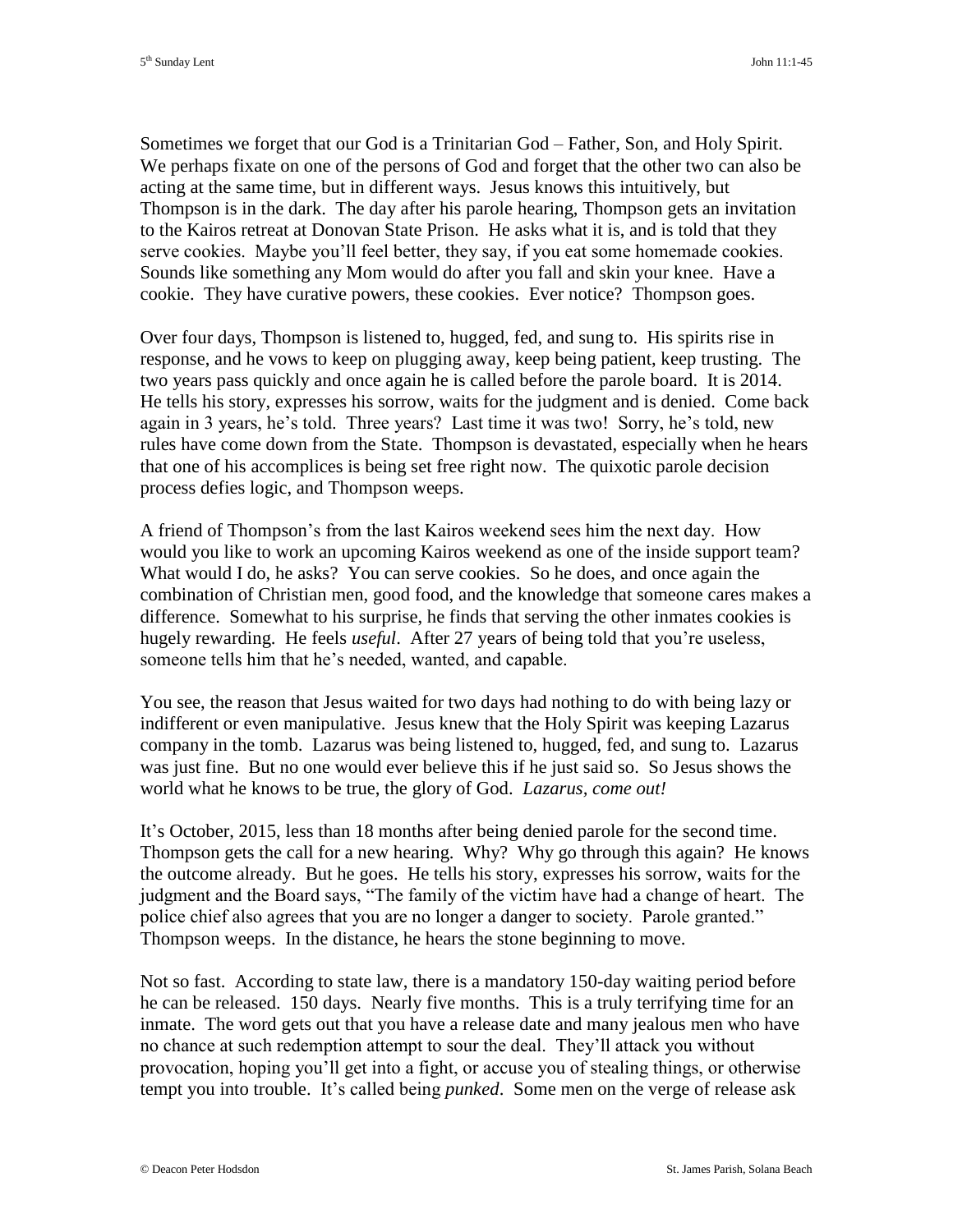Sometimes we forget that our God is a Trinitarian God – Father, Son, and Holy Spirit. We perhaps fixate on one of the persons of God and forget that the other two can also be acting at the same time, but in different ways. Jesus knows this intuitively, but Thompson is in the dark. The day after his parole hearing, Thompson gets an invitation to the Kairos retreat at Donovan State Prison. He asks what it is, and is told that they serve cookies. Maybe you'll feel better, they say, if you eat some homemade cookies. Sounds like something any Mom would do after you fall and skin your knee. Have a cookie. They have curative powers, these cookies. Ever notice? Thompson goes.

Over four days, Thompson is listened to, hugged, fed, and sung to. His spirits rise in response, and he vows to keep on plugging away, keep being patient, keep trusting. The two years pass quickly and once again he is called before the parole board. It is 2014. He tells his story, expresses his sorrow, waits for the judgment and is denied. Come back again in 3 years, he's told. Three years? Last time it was two! Sorry, he's told, new rules have come down from the State. Thompson is devastated, especially when he hears that one of his accomplices is being set free right now. The quixotic parole decision process defies logic, and Thompson weeps.

A friend of Thompson's from the last Kairos weekend sees him the next day. How would you like to work an upcoming Kairos weekend as one of the inside support team? What would I do, he asks? You can serve cookies. So he does, and once again the combination of Christian men, good food, and the knowledge that someone cares makes a difference. Somewhat to his surprise, he finds that serving the other inmates cookies is hugely rewarding. He feels *useful*. After 27 years of being told that you're useless, someone tells him that he's needed, wanted, and capable.

You see, the reason that Jesus waited for two days had nothing to do with being lazy or indifferent or even manipulative. Jesus knew that the Holy Spirit was keeping Lazarus company in the tomb. Lazarus was being listened to, hugged, fed, and sung to. Lazarus was just fine. But no one would ever believe this if he just said so. So Jesus shows the world what he knows to be true, the glory of God. *Lazarus, come out!*

It's October, 2015, less than 18 months after being denied parole for the second time. Thompson gets the call for a new hearing. Why? Why go through this again? He knows the outcome already. But he goes. He tells his story, expresses his sorrow, waits for the judgment and the Board says, "The family of the victim have had a change of heart. The police chief also agrees that you are no longer a danger to society. Parole granted." Thompson weeps. In the distance, he hears the stone beginning to move.

Not so fast. According to state law, there is a mandatory 150-day waiting period before he can be released. 150 days. Nearly five months. This is a truly terrifying time for an inmate. The word gets out that you have a release date and many jealous men who have no chance at such redemption attempt to sour the deal. They'll attack you without provocation, hoping you'll get into a fight, or accuse you of stealing things, or otherwise tempt you into trouble. It's called being *punked*. Some men on the verge of release ask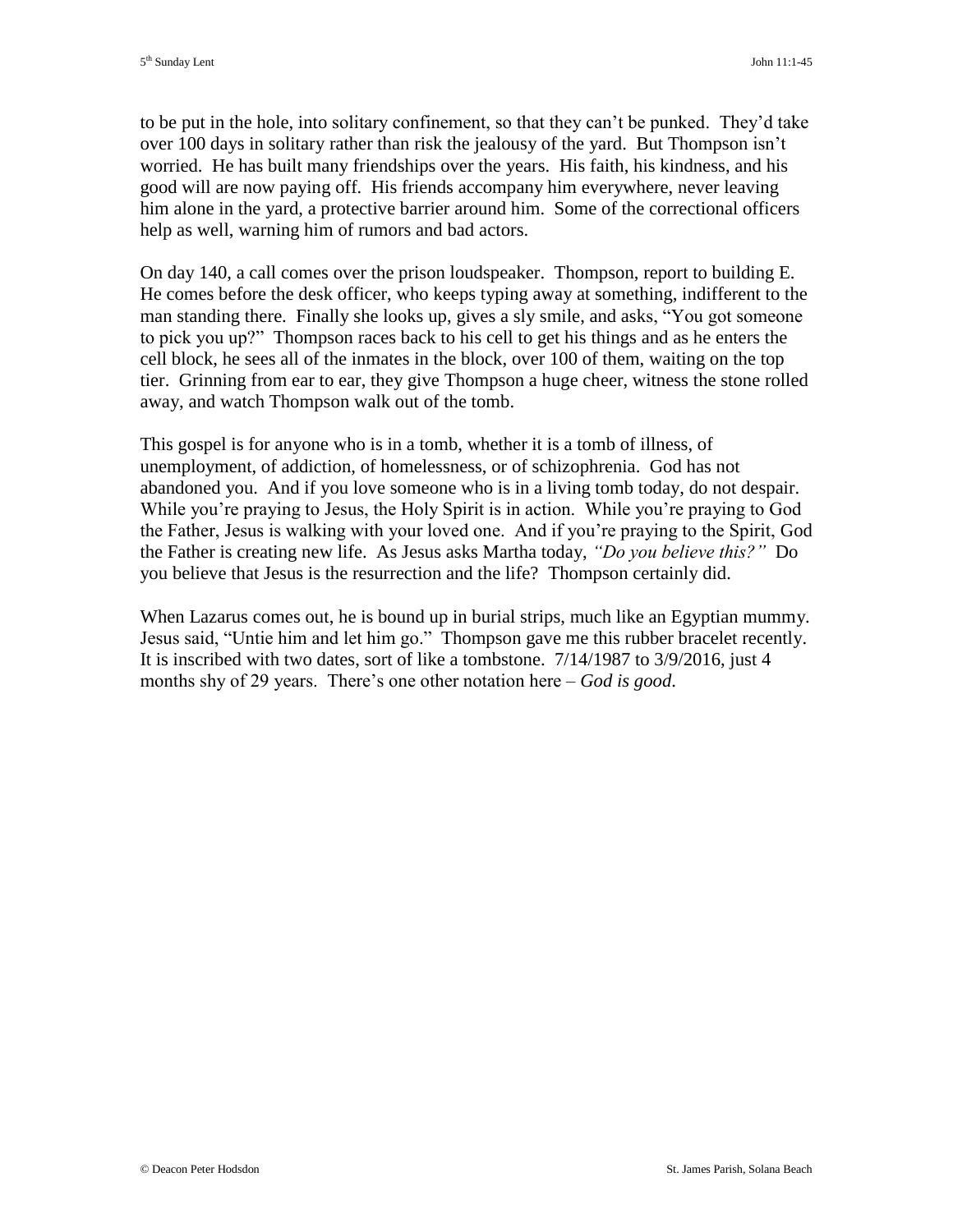to be put in the hole, into solitary confinement, so that they can't be punked. They'd take over 100 days in solitary rather than risk the jealousy of the yard. But Thompson isn't worried. He has built many friendships over the years. His faith, his kindness, and his good will are now paying off. His friends accompany him everywhere, never leaving him alone in the yard, a protective barrier around him. Some of the correctional officers help as well, warning him of rumors and bad actors.

On day 140, a call comes over the prison loudspeaker. Thompson, report to building E. He comes before the desk officer, who keeps typing away at something, indifferent to the man standing there. Finally she looks up, gives a sly smile, and asks, "You got someone to pick you up?" Thompson races back to his cell to get his things and as he enters the cell block, he sees all of the inmates in the block, over 100 of them, waiting on the top tier. Grinning from ear to ear, they give Thompson a huge cheer, witness the stone rolled away, and watch Thompson walk out of the tomb.

This gospel is for anyone who is in a tomb, whether it is a tomb of illness, of unemployment, of addiction, of homelessness, or of schizophrenia. God has not abandoned you. And if you love someone who is in a living tomb today, do not despair. While you're praying to Jesus, the Holy Spirit is in action. While you're praying to God the Father, Jesus is walking with your loved one. And if you're praying to the Spirit, God the Father is creating new life. As Jesus asks Martha today, *"Do you believe this?"* Do you believe that Jesus is the resurrection and the life? Thompson certainly did.

When Lazarus comes out, he is bound up in burial strips, much like an Egyptian mummy. Jesus said, "Untie him and let him go." Thompson gave me this rubber bracelet recently. It is inscribed with two dates, sort of like a tombstone. 7/14/1987 to 3/9/2016, just 4 months shy of 29 years. There's one other notation here – *God is good*.